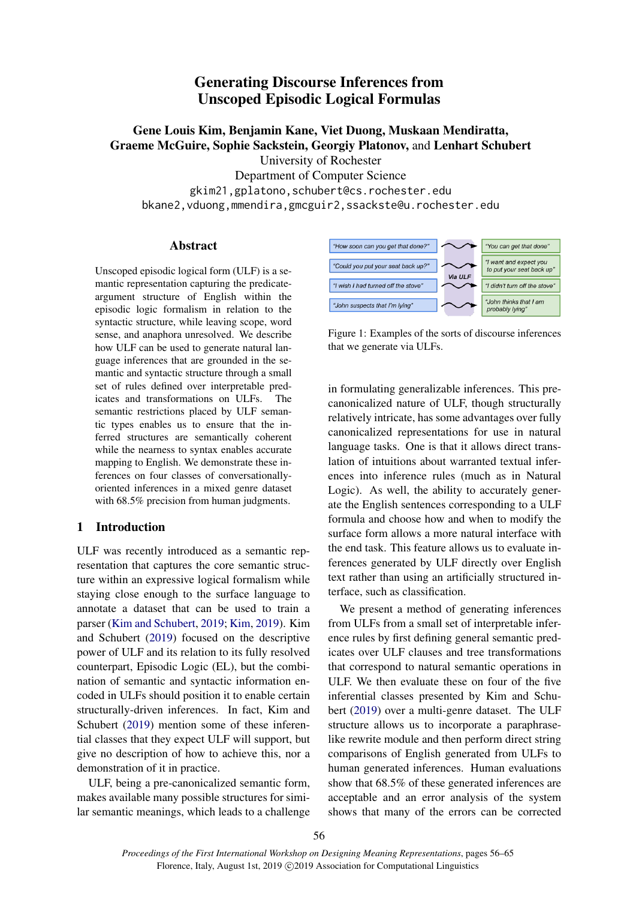# Generating Discourse Inferences from Unscoped Episodic Logical Formulas

**Gene Louis Kim, Benjamin Kane, Viet Duong, Muskaan Mendiratta, Graeme McGuire, Sophie Sackstein, Georgiy Platonov,** and **Lenhart Schubert**
University of Rochester
Department of Computer Science
gkim21,gplatono,schubert@cs.rochester.edu
bkane2,vduong,mmendira,gmcguir2,ssackste@u.rochester.edu

## Abstract

Unscoped episodic logical form (ULF) is a semantic representation capturing the predicate-argument structure of English within the episodic logic formalism in relation to the syntactic structure, while leaving scope, word sense, and anaphora unresolved. We describe how ULF can be used to generate natural language inferences that are grounded in the semantic and syntactic structure through a small set of rules defined over interpretable predicates and transformations on ULFs. The semantic restrictions placed by ULF semantic types enables us to ensure that the inferred structures are semantically coherent while the nearness to syntax enables accurate mapping to English. We demonstrate these inferences on four classes of conversationally-oriented inferences in a mixed genre dataset with 68.5% precision from human judgments.

## 1 Introduction

ULF was recently introduced as a semantic representation that captures the core semantic structure within an expressive logical formalism while staying close enough to the surface language to annotate a dataset that can be used to train a parser (Kim and Schubert, 2019; Kim, 2019). Kim and Schubert (2019) focused on the descriptive power of ULF and its relation to its fully resolved counterpart, Episodic Logic (EL), but the combination of semantic and syntactic information encoded in ULFs should position it to enable certain structurally-driven inferences. In fact, Kim and Schubert (2019) mention some of these inferential classes that they expect ULF will support, but give no description of how to achieve this, nor a demonstration of it in practice.

ULF, being a pre-canonicalized semantic form, makes available many possible structures for similar semantic meanings, which leads to a challenge in formulating generalizable inferences. This pre-canonicalized nature of ULF, though structurally relatively intricate, has some advantages over fully canonicalized representations for use in natural language tasks. One is that it allows direct translation of intuitions about warranted textual inferences into inference rules (much as in Natural Logic). As well, the ability to accurately generate the English sentences corresponding to a ULF formula and choose how and when to modify the surface form allows a more natural interface with the end task. This feature allows us to evaluate inferences generated by ULF directly over English text rather than using an artificially structured interface, such as classification.

| Input | | Inference |
|---|---|---|
| "How soon can you get that done?" | Via ULF | "You can get that done" |
| "Could you put your seat back up?" | | "I want and expect you to put your seat back up" |
| "I wish I had turned off the stove" | | "I didn't turn off the stove" |
| "John suspects that I'm lying" | | "John thinks that I am probably lying" |

Figure 1: Examples of the sorts of discourse inferences that we generate via ULFs.

We present a method of generating inferences from ULFs from a small set of interpretable inference rules by first defining general semantic predicates over ULF clauses and tree transformations that correspond to natural semantic operations in ULF. We then evaluate these on four of the five inferential classes presented by Kim and Schubert (2019) over a multi-genre dataset. The ULF structure allows us to incorporate a paraphrase-like rewrite module and then perform direct string comparisons of English generated from ULFs to human generated inferences. Human evaluations show that 68.5% of these generated inferences are acceptable and an error analysis of the system shows that many of the errors can be corrected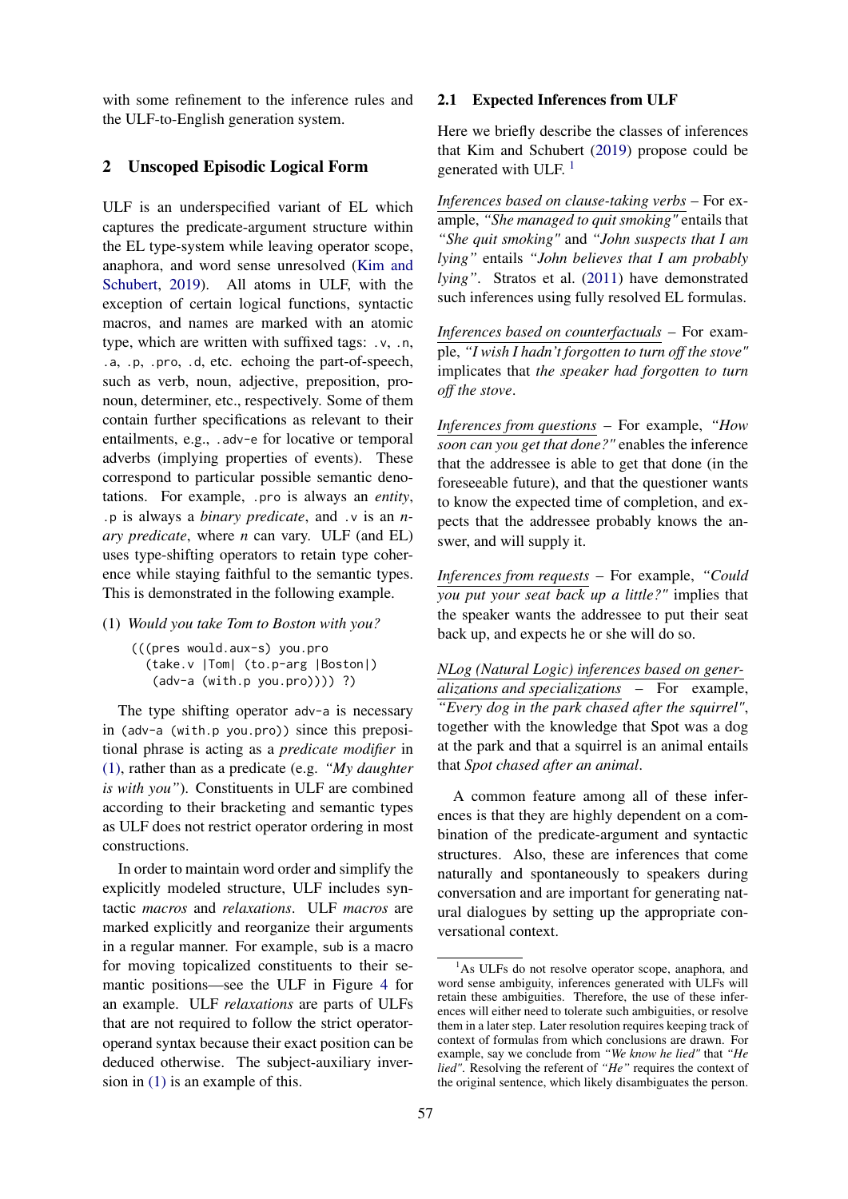with some refinement to the inference rules and the ULF-to-English generation system.

## 2 Unscoped Episodic Logical Form

ULF is an underspecified variant of EL which captures the predicate-argument structure within the EL type-system while leaving operator scope, anaphora, and word sense unresolved (Kim and Schubert, 2019). All atoms in ULF, with the exception of certain logical functions, syntactic macros, and names are marked with an atomic type, which are written with suffixed tags: `.v`, `.n`, `.a`, `.p`, `.pro`, `.d`, etc. echoing the part-of-speech, such as verb, noun, adjective, preposition, pronoun, determiner, etc., respectively. Some of them contain further specifications as relevant to their entailments, e.g., `.adv-e` for locative or temporal adverbs (implying properties of events). These correspond to particular possible semantic denotations. For example, `.pro` is always an *entity*, `.p` is always a *binary predicate*, and `.v` is an *n-ary predicate*, where *n* can vary. ULF (and EL) uses type-shifting operators to retain type coherence while staying faithful to the semantic types. This is demonstrated in the following example.

(1) *Would you take Tom to Boston with you?*

```
(((pres would.aux-s) you.pro
  (take.v |Tom| (to.p-arg |Boston|)
   (adv-a (with.p you.pro)))) ?)
```

The type shifting operator `adv-a` is necessary in `(adv-a (with.p you.pro))` since this prepositional phrase is acting as a *predicate modifier* in (1), rather than as a predicate (e.g. *"My daughter is with you"*). Constituents in ULF are combined according to their bracketing and semantic types as ULF does not restrict operator ordering in most constructions.

In order to maintain word order and simplify the explicitly modeled structure, ULF includes syntactic *macros* and *relaxations*. ULF *macros* are marked explicitly and reorganize their arguments in a regular manner. For example, `sub` is a macro for moving topicalized constituents to their semantic positions—see the ULF in Figure 4 for an example. ULF *relaxations* are parts of ULFs that are not required to follow the strict operator-operand syntax because their exact position can be deduced otherwise. The subject-auxiliary inversion in (1) is an example of this.

### 2.1 Expected Inferences from ULF

Here we briefly describe the classes of inferences that Kim and Schubert (2019) propose could be generated with ULF. [1]

Inferences based on clause-taking verbs – For example, *"She managed to quit smoking"* entails that *"She quit smoking"* and *"John suspects that I am lying"* entails *"John believes that I am probably lying"*. Stratos et al. (2011) have demonstrated such inferences using fully resolved EL formulas.

Inferences based on counterfactuals – For example, *"I wish I hadn't forgotten to turn off the stove"* implicates that *the speaker had forgotten to turn off the stove*.

Inferences from questions – For example, *"How soon can you get that done?"* enables the inference that the addressee is able to get that done (in the foreseeable future), and that the questioner wants to know the expected time of completion, and expects that the addressee probably knows the answer, and will supply it.

Inferences from requests – For example, *"Could you put your seat back up a little?"* implies that the speaker wants the addressee to put their seat back up, and expects he or she will do so.

NLog (Natural Logic) inferences based on generalizations and specializations – For example, *"Every dog in the park chased after the squirrel"*, together with the knowledge that Spot was a dog at the park and that a squirrel is an animal entails that *Spot chased after an animal*.

A common feature among all of these inferences is that they are highly dependent on a combination of the predicate-argument and syntactic structures. Also, these are inferences that come naturally and spontaneously to speakers during conversation and are important for generating natural dialogues by setting up the appropriate conversational context.

[1] As ULFs do not resolve operator scope, anaphora, and word sense ambiguity, inferences generated with ULFs will retain these ambiguities. Therefore, the use of these inferences will either need to tolerate such ambiguities, or resolve them in a later step. Later resolution requires keeping track of context of formulas from which conclusions are drawn. For example, say we conclude from *"We know he lied"* that *"He lied"*. Resolving the referent of *"He"* requires the context of the original sentence, which likely disambiguates the person.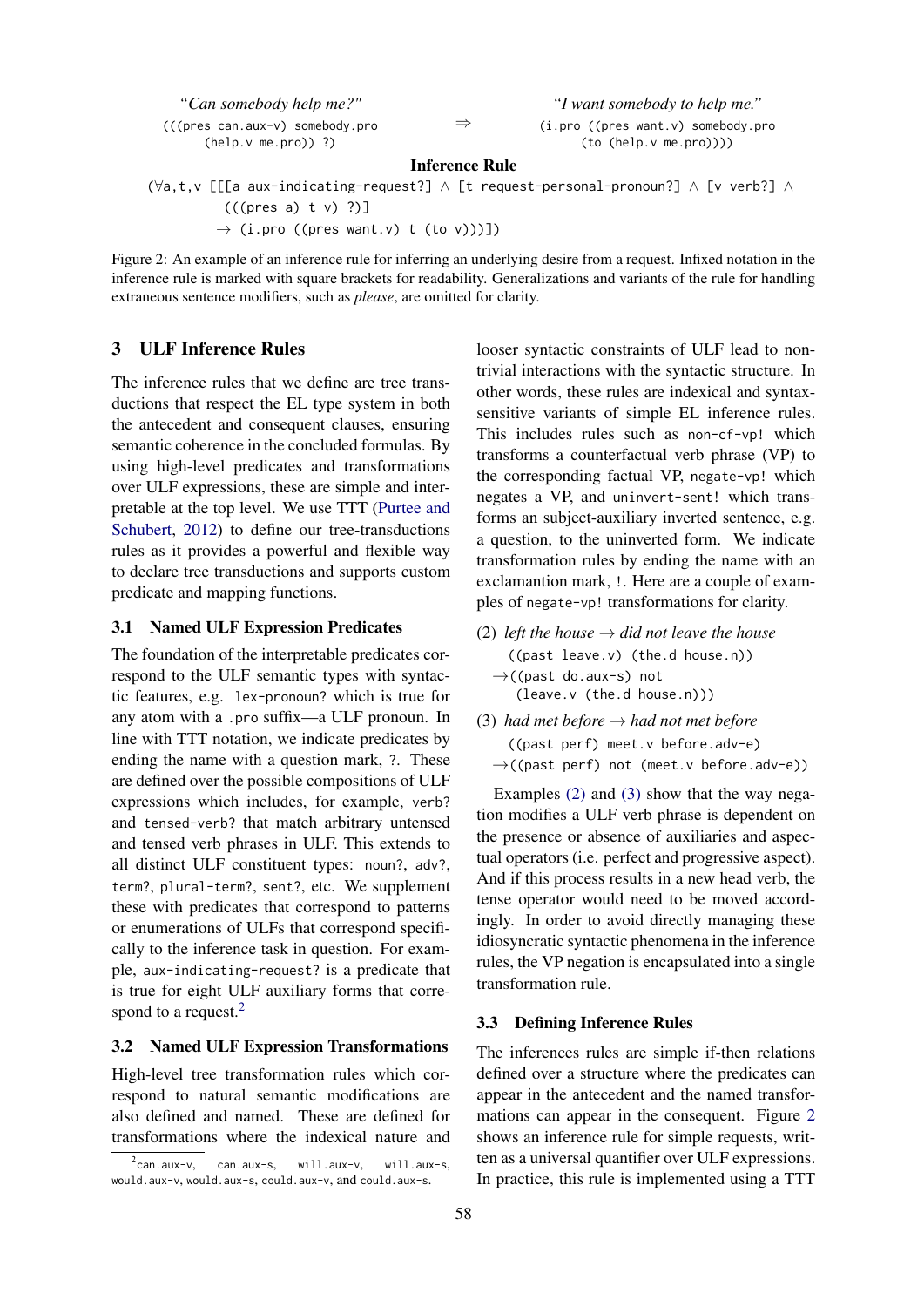*"Can somebody help me?"* ⇒ *"I want somebody to help me."*

```
(((pres can.aux-v) somebody.pro          (i.pro ((pres want.v) somebody.pro
    (help.v me.pro)) ?)                      (to (help.v me.pro))))
```

**Inference Rule**

```
(∀a,t,v [[[a aux-indicating-request?] ∧ [t request-personal-pronoun?] ∧ [v verb?] ∧
         (((pres a) t v) ?)]
        → (i.pro ((pres want.v) t (to v)))])
```

Figure 2: An example of an inference rule for inferring an underlying desire from a request. Infixed notation in the inference rule is marked with square brackets for readability. Generalizations and variants of the rule for handling extraneous sentence modifiers, such as *please*, are omitted for clarity.

## 3 ULF Inference Rules

The inference rules that we define are tree transductions that respect the EL type system in both the antecedent and consequent clauses, ensuring semantic coherence in the concluded formulas. By using high-level predicates and transformations over ULF expressions, these are simple and interpretable at the top level. We use TTT (Purtee and Schubert, 2012) to define our tree-transductions rules as it provides a powerful and flexible way to declare tree transductions and supports custom predicate and mapping functions.

### 3.1 Named ULF Expression Predicates

The foundation of the interpretable predicates correspond to the ULF semantic types with syntactic features, e.g. `lex-pronoun?` which is true for any atom with a `.pro` suffix—a ULF pronoun. In line with TTT notation, we indicate predicates by ending the name with a question mark, `?`. These are defined over the possible compositions of ULF expressions which includes, for example, `verb?` and `tensed-verb?` that match arbitrary untensed and tensed verb phrases in ULF. This extends to all distinct ULF constituent types: `noun?`, `adv?`, `term?`, `plural-term?`, `sent?`, etc. We supplement these with predicates that correspond to patterns or enumerations of ULFs that correspond specifically to the inference task in question. For example, `aux-indicating-request?` is a predicate that is true for eight ULF auxiliary forms that correspond to a request.[2]

### 3.2 Named ULF Expression Transformations

High-level tree transformation rules which correspond to natural semantic modifications are also defined and named. These are defined for transformations where the indexical nature and looser syntactic constraints of ULF lead to non-trivial interactions with the syntactic structure. In other words, these rules are indexical and syntax-sensitive variants of simple EL inference rules. This includes rules such as `non-cf-vp!` which transforms a counterfactual verb phrase (VP) to the corresponding factual VP, `negate-vp!` which negates a VP, and `uninvert-sent!` which transforms an subject-auxiliary inverted sentence, e.g. a question, to the uninverted form. We indicate transformation rules by ending the name with an exclamantion mark, `!`. Here are a couple of examples of `negate-vp!` transformations for clarity.

(2) *left the house* → *did not leave the house*

```
  ((past leave.v) (the.d house.n))
→((past do.aux-s) not
   (leave.v (the.d house.n)))
```

(3) *had met before* → *had not met before*

```
  ((past perf) meet.v before.adv-e)
→((past perf) not (meet.v before.adv-e))
```

Examples (2) and (3) show that the way negation modifies a ULF verb phrase is dependent on the presence or absence of auxiliaries and aspectual operators (i.e. perfect and progressive aspect). And if this process results in a new head verb, the tense operator would need to be moved accordingly. In order to avoid directly managing these idiosyncratic syntactic phenomena in the inference rules, the VP negation is encapsulated into a single transformation rule.

### 3.3 Defining Inference Rules

The inferences rules are simple if-then relations defined over a structure where the predicates can appear in the antecedent and the named transformations can appear in the consequent. Figure 2 shows an inference rule for simple requests, written as a universal quantifier over ULF expressions. In practice, this rule is implemented using a TTT

[2] `can.aux-v`, `can.aux-s`, `will.aux-v`, `will.aux-s`, `would.aux-v`, `would.aux-s`, `could.aux-v`, and `could.aux-s`.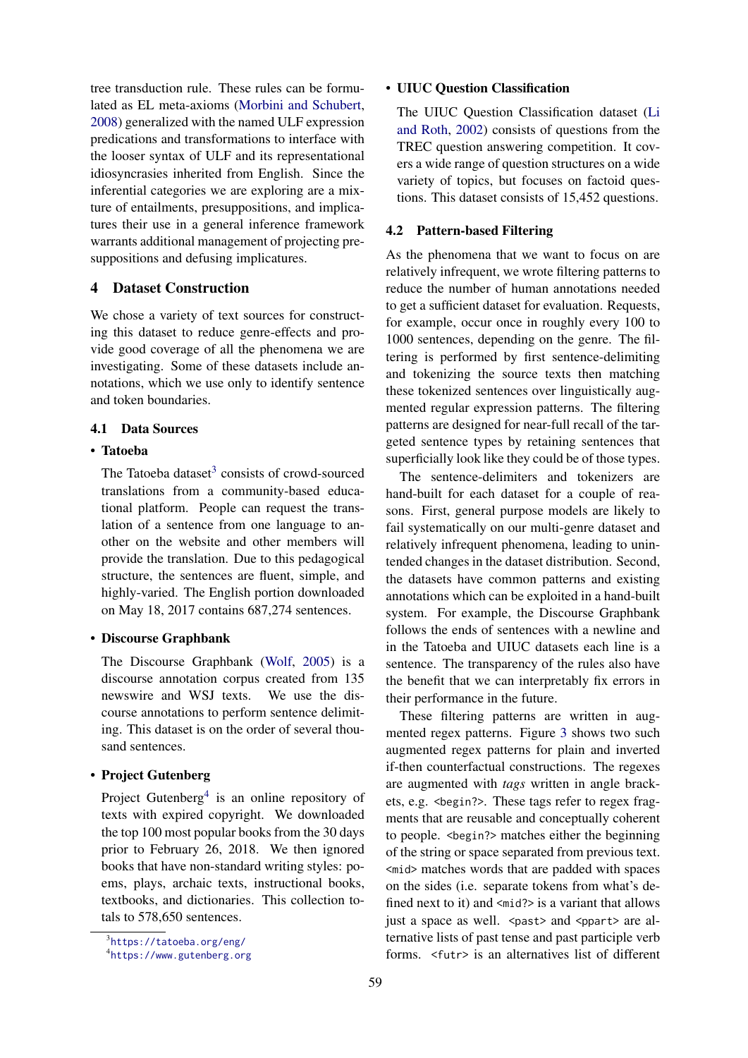tree transduction rule. These rules can be formulated as EL meta-axioms (Morbini and Schubert, 2008) generalized with the named ULF expression predications and transformations to interface with the looser syntax of ULF and its representational idiosyncrasies inherited from English. Since the inferential categories we are exploring are a mixture of entailments, presuppositions, and implicatures their use in a general inference framework warrants additional management of projecting presuppositions and defusing implicatures.

## 4 Dataset Construction

We chose a variety of text sources for constructing this dataset to reduce genre-effects and provide good coverage of all the phenomena we are investigating. Some of these datasets include annotations, which we use only to identify sentence and token boundaries.

### 4.1 Data Sources

- **Tatoeba**

  The Tatoeba dataset[3] consists of crowd-sourced translations from a community-based educational platform. People can request the translation of a sentence from one language to another on the website and other members will provide the translation. Due to this pedagogical structure, the sentences are fluent, simple, and highly-varied. The English portion downloaded on May 18, 2017 contains 687,274 sentences.

- **Discourse Graphbank**

  The Discourse Graphbank (Wolf, 2005) is a discourse annotation corpus created from 135 newswire and WSJ texts. We use the discourse annotations to perform sentence delimiting. This dataset is on the order of several thousand sentences.

- **Project Gutenberg**

  Project Gutenberg[4] is an online repository of texts with expired copyright. We downloaded the top 100 most popular books from the 30 days prior to February 26, 2018. We then ignored books that have non-standard writing styles: poems, plays, archaic texts, instructional books, textbooks, and dictionaries. This collection totals to 578,650 sentences.

- **UIUC Question Classification**

  The UIUC Question Classification dataset (Li and Roth, 2002) consists of questions from the TREC question answering competition. It covers a wide range of question structures on a wide variety of topics, but focuses on factoid questions. This dataset consists of 15,452 questions.

### 4.2 Pattern-based Filtering

As the phenomena that we want to focus on are relatively infrequent, we wrote filtering patterns to reduce the number of human annotations needed to get a sufficient dataset for evaluation. Requests, for example, occur once in roughly every 100 to 1000 sentences, depending on the genre. The filtering is performed by first sentence-delimiting and tokenizing the source texts then matching these tokenized sentences over linguistically augmented regular expression patterns. The filtering patterns are designed for near-full recall of the targeted sentence types by retaining sentences that superficially look like they could be of those types.

The sentence-delimiters and tokenizers are hand-built for each dataset for a couple of reasons. First, general purpose models are likely to fail systematically on our multi-genre dataset and relatively infrequent phenomena, leading to unintended changes in the dataset distribution. Second, the datasets have common patterns and existing annotations which can be exploited in a hand-built system. For example, the Discourse Graphbank follows the ends of sentences with a newline and in the Tatoeba and UIUC datasets each line is a sentence. The transparency of the rules also have the benefit that we can interpretably fix errors in their performance in the future.

These filtering patterns are written in augmented regex patterns. Figure 3 shows two such augmented regex patterns for plain and inverted if-then counterfactual constructions. The regexes are augmented with *tags* written in angle brackets, e.g. `<begin?>`. These tags refer to regex fragments that are reusable and conceptually coherent to people. `<begin?>` matches either the beginning of the string or space separated from previous text. `<mid>` matches words that are padded with spaces on the sides (i.e. separate tokens from what's defined next to it) and `<mid?>` is a variant that allows just a space as well. `<past>` and `<ppart>` are alternative lists of past tense and past participle verb forms. `<futr>` is an alternatives list of different

[3] https://tatoeba.org/eng/

[4] https://www.gutenberg.org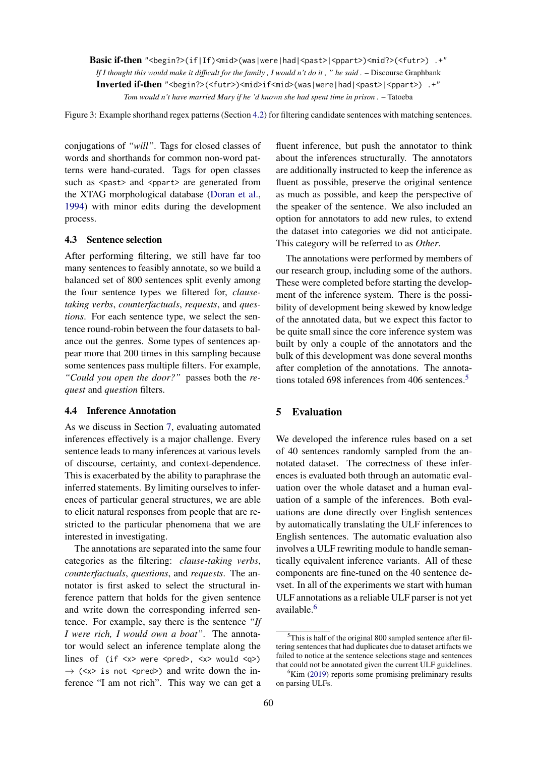**Basic if-then** `"<begin?>(if|If)<mid>(was|were|had|<past>|<ppart>)<mid?>(<futr>) .+"`

*If I thought this would make it difficult for the family , I would n't do it , " he said .* – Discourse Graphbank

**Inverted if-then** `"<begin?>(<futr>)<mid>if<mid>(was|were|had|<past>|<ppart>) .+"`

*Tom would n't have married Mary if he 'd known she had spent time in prison .* – Tatoeba

Figure 3: Example shorthand regex patterns (Section 4.2) for filtering candidate sentences with matching sentences.

conjugations of *"will"*. Tags for closed classes of words and shorthands for common non-word patterns were hand-curated. Tags for open classes such as `<past>` and `<ppart>` are generated from the XTAG morphological database (Doran et al., 1994) with minor edits during the development process.

### 4.3 Sentence selection

After performing filtering, we still have far too many sentences to feasibly annotate, so we build a balanced set of 800 sentences split evenly among the four sentence types we filtered for, *clause-taking verbs*, *counterfactuals*, *requests*, and *questions*. For each sentence type, we select the sentence round-robin between the four datasets to balance out the genres. Some types of sentences appear more that 200 times in this sampling because some sentences pass multiple filters. For example, *"Could you open the door?"* passes both the *request* and *question* filters.

### 4.4 Inference Annotation

As we discuss in Section 7, evaluating automated inferences effectively is a major challenge. Every sentence leads to many inferences at various levels of discourse, certainty, and context-dependence. This is exacerbated by the ability to paraphrase the inferred statements. By limiting ourselves to inferences of particular general structures, we are able to elicit natural responses from people that are restricted to the particular phenomena that we are interested in investigating.

The annotations are separated into the same four categories as the filtering: *clause-taking verbs*, *counterfactuals*, *questions*, and *requests*. The annotator is first asked to select the structural inference pattern that holds for the given sentence and write down the corresponding inferred sentence. For example, say there is the sentence *"If I were rich, I would own a boat"*. The annotator would select an inference template along the lines of `(if <x> were <pred>, <x> would <q>)` $\rightarrow$ `(<x> is not <pred>)` and write down the inference "I am not rich". This way we can get a fluent inference, but push the annotator to think about the inferences structurally. The annotators are additionally instructed to keep the inference as fluent as possible, preserve the original sentence as much as possible, and keep the perspective of the speaker of the sentence. We also included an option for annotators to add new rules, to extend the dataset into categories we did not anticipate. This category will be referred to as *Other*.

The annotations were performed by members of our research group, including some of the authors. These were completed before starting the development of the inference system. There is the possibility of development being skewed by knowledge of the annotated data, but we expect this factor to be quite small since the core inference system was built by only a couple of the annotators and the bulk of this development was done several months after completion of the annotations. The annotations totaled 698 inferences from 406 sentences.[5]

## 5 Evaluation

We developed the inference rules based on a set of 40 sentences randomly sampled from the annotated dataset. The correctness of these inferences is evaluated both through an automatic evaluation over the whole dataset and a human evaluation of a sample of the inferences. Both evaluations are done directly over English sentences by automatically translating the ULF inferences to English sentences. The automatic evaluation also involves a ULF rewriting module to handle semantically equivalent inference variants. All of these components are fine-tuned on the 40 sentence devset. In all of the experiments we start with human ULF annotations as a reliable ULF parser is not yet available.[6]

[5] This is half of the original 800 sampled sentence after filtering sentences that had duplicates due to dataset artifacts we failed to notice at the sentence selections stage and sentences that could not be annotated given the current ULF guidelines.

[6] Kim (2019) reports some promising preliminary results on parsing ULFs.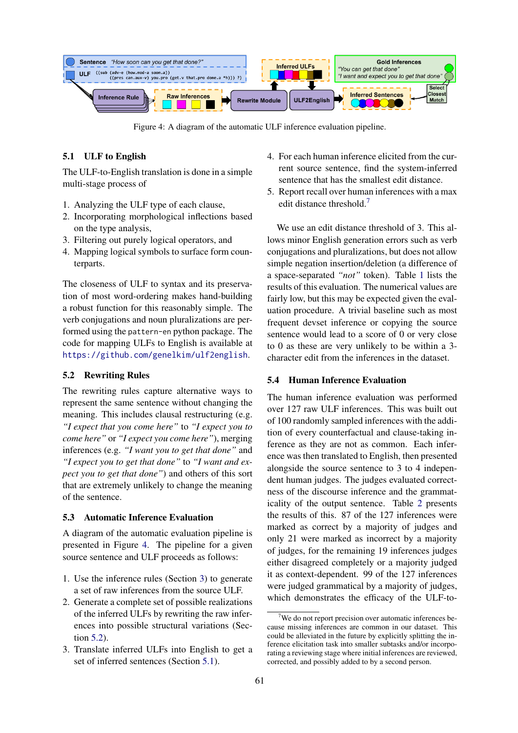Figure 4: A diagram of the automatic ULF inference evaluation pipeline.

### 5.1 ULF to English

The ULF-to-English translation is done in a simple multi-stage process of

1. Analyzing the ULF type of each clause,
2. Incorporating morphological inflections based on the type analysis,
3. Filtering out purely logical operators, and
4. Mapping logical symbols to surface form counterparts.

The closeness of ULF to syntax and its preservation of most word-ordering makes hand-building a robust function for this reasonably simple. The verb conjugations and noun pluralizations are performed using the `pattern-en` python package. The code for mapping ULFs to English is available at https://github.com/genelkim/ulf2english.

### 5.2 Rewriting Rules

The rewriting rules capture alternative ways to represent the same sentence without changing the meaning. This includes clausal restructuring (e.g. *"I expect that you come here"* to *"I expect you to come here"* or *"I expect you come here"*), merging inferences (e.g. *"I want you to get that done"* and *"I expect you to get that done"* to *"I want and expect you to get that done"*) and others of this sort that are extremely unlikely to change the meaning of the sentence.

### 5.3 Automatic Inference Evaluation

A diagram of the automatic evaluation pipeline is presented in Figure 4. The pipeline for a given source sentence and ULF proceeds as follows:

1. Use the inference rules (Section 3) to generate a set of raw inferences from the source ULF.
2. Generate a complete set of possible realizations of the inferred ULFs by rewriting the raw inferences into possible structural variations (Section 5.2).
3. Translate inferred ULFs into English to get a set of inferred sentences (Section 5.1).
4. For each human inference elicited from the current source sentence, find the system-inferred sentence that has the smallest edit distance.
5. Report recall over human inferences with a max edit distance threshold.[7]

We use an edit distance threshold of 3. This allows minor English generation errors such as verb conjugations and pluralizations, but does not allow simple negation insertion/deletion (a difference of a space-separated *"not"* token). Table 1 lists the results of this evaluation. The numerical values are fairly low, but this may be expected given the evaluation procedure. A trivial baseline such as most frequent devset inference or copying the source sentence would lead to a score of 0 or very close to 0 as these are very unlikely to be within a 3-character edit from the inferences in the dataset.

### 5.4 Human Inference Evaluation

The human inference evaluation was performed over 127 raw ULF inferences. This was built out of 100 randomly sampled inferences with the addition of every counterfactual and clause-taking inference as they are not as common. Each inference was then translated to English, then presented alongside the source sentence to 3 to 4 independent human judges. The judges evaluated correctness of the discourse inference and the grammaticality of the output sentence. Table 2 presents the results of this. 87 of the 127 inferences were marked as correct by a majority of judges and only 21 were marked as incorrect by a majority of judges, for the remaining 19 inferences the judges either disagreed completely or a majority judged it as context-dependent. 99 of the 127 inferences were judged grammatical by a majority of judges, which demonstrates the efficacy of the ULF-to-

[7] We do not report precision over automatic inferences because missing inferences are common in our dataset. This could be alleviated in the future by explicitly splitting the inference elicitation task into smaller subtasks and/or incorporating a reviewing stage where initial inferences are reviewed, corrected, and possibly added to by a second person.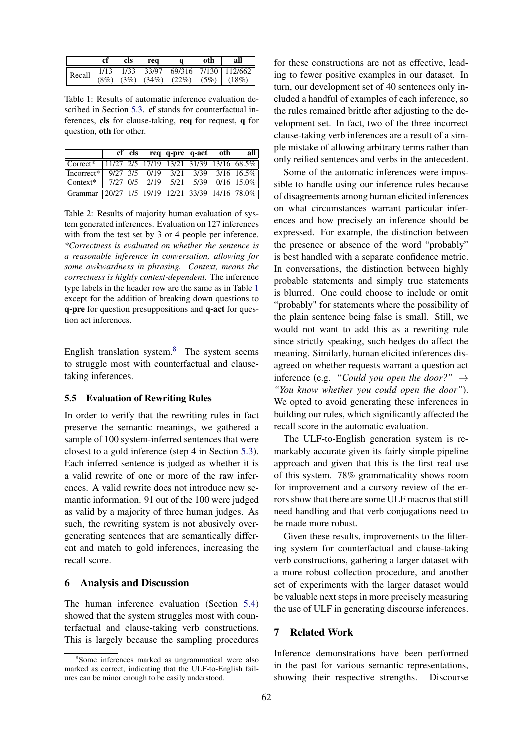| | cf | cls | req | q | oth | all |
|---|---|---|---|---|---|---|
| Recall | 1/13 (8%) | 1/33 (3%) | 33/97 (34%) | 69/316 (22%) | 7/130 (5%) | 112/662 (18%) |

Table 1: Results of automatic inference evaluation described in Section 5.3. **cf** stands for counterfactual inferences, **cls** for clause-taking, **req** for request, **q** for question, **oth** for other.

| | cf | cls | req | q-pre | q-act | oth | all |
|---|---|---|---|---|---|---|---|
| Correct* | 11/27 | 2/5 | 17/19 | 13/21 | 31/39 | 13/16 | 68.5% |
| Incorrect* | 9/27 | 3/5 | 0/19 | 3/21 | 3/39 | 3/16 | 16.5% |
| Context* | 7/27 | 0/5 | 2/19 | 5/21 | 5/39 | 0/16 | 15.0% |
| Grammar | 20/27 | 1/5 | 19/19 | 12/21 | 33/39 | 14/16 | 78.0% |

Table 2: Results of majority human evaluation of system generated inferences. Evaluation on 127 inferences with from the test set by 3 or 4 people per inference. *\*Correctness is evaluated on whether the sentence is a reasonable inference in conversation, allowing for some awkwardness in phrasing. Context, means the correctness is highly context-dependent.* The inference type labels in the header row are the same as in Table 1 except for the addition of breaking down questions to **q-pre** for question presuppositions and **q-act** for question act inferences.

English translation system.[8] The system seems to struggle most with counterfactual and clause-taking inferences.

### 5.5 Evaluation of Rewriting Rules

In order to verify that the rewriting rules in fact preserve the semantic meanings, we gathered a sample of 100 system-inferred sentences that were closest to a gold inference (step 4 in Section 5.3). Each inferred sentence is judged as whether it is a valid rewrite of one or more of the raw inferences. A valid rewrite does not introduce new semantic information. 91 out of the 100 were judged as valid by a majority of three human judges. As such, the rewriting system is not abusively overgenerating sentences that are semantically different and match to gold inferences, increasing the recall score.

## 6 Analysis and Discussion

The human inference evaluation (Section 5.4) showed that the system struggles most with counterfactual and clause-taking verb constructions. This is largely because the sampling procedures for these constructions are not as effective, leading to fewer positive examples in our dataset. In turn, our development set of 40 sentences only included a handful of examples of each inference, so the rules remained brittle after adjusting to the development set. In fact, two of the three incorrect clause-taking verb inferences are a result of a simple mistake of allowing arbitrary terms rather than only reified sentences and verbs in the antecedent.

Some of the automatic inferences were impossible to handle using our inference rules because of disagreements among human elicited inferences on what circumstances warrant particular inferences and how precisely an inference should be expressed. For example, the distinction between the presence or absence of the word "probably" is best handled with a separate confidence metric. In conversations, the distinction between highly probable statements and simply true statements is blurred. One could choose to include or omit "probably" for statements where the possibility of the plain sentence being false is small. Still, we would not want to add this as a rewriting rule since strictly speaking, such hedges do affect the meaning. Similarly, human elicited inferences disagreed on whether requests warrant a question act inference (e.g. *"Could you open the door?"* → *"You know whether you could open the door"*). We opted to avoid generating these inferences in building our rules, which significantly affected the recall score in the automatic evaluation.

The ULF-to-English generation system is remarkably accurate given its fairly simple pipeline approach and given that this is the first real use of this system. 78% grammaticality shows room for improvement and a cursory review of the errors show that there are some ULF macros that still need handling and that verb conjugations need to be made more robust.

Given these results, improvements to the filtering system for counterfactual and clause-taking verb constructions, gathering a larger dataset with a more robust collection procedure, and another set of experiments with the larger dataset would be valuable next steps in more precisely measuring the use of ULF in generating discourse inferences.

## 7 Related Work

Inference demonstrations have been performed in the past for various semantic representations, showing their respective strengths. Discourse

[8] Some inferences marked as ungrammatical were also marked as correct, indicating that the ULF-to-English failures can be minor enough to be easily understood.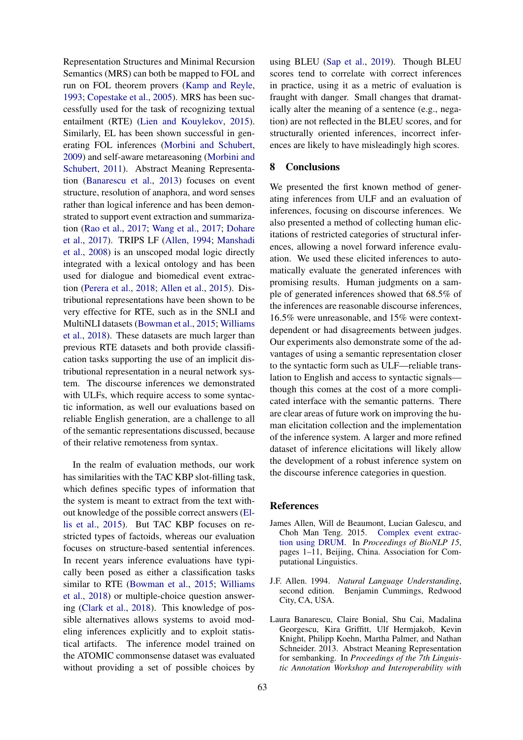Representation Structures and Minimal Recursion Semantics (MRS) can both be mapped to FOL and run on FOL theorem provers (Kamp and Reyle, 1993; Copestake et al., 2005). MRS has been successfully used for the task of recognizing textual entailment (RTE) (Lien and Kouylekov, 2015). Similarly, EL has been shown successful in generating FOL inferences (Morbini and Schubert, 2009) and self-aware metareasoning (Morbini and Schubert, 2011). Abstract Meaning Representation (Banarescu et al., 2013) focuses on event structure, resolution of anaphora, and word senses rather than logical inference and has been demonstrated to support event extraction and summarization (Rao et al., 2017; Wang et al., 2017; Dohare et al., 2017). TRIPS LF (Allen, 1994; Manshadi et al., 2008) is an unscoped modal logic directly integrated with a lexical ontology and has been used for dialogue and biomedical event extraction (Perera et al., 2018; Allen et al., 2015). Distributional representations have been shown to be very effective for RTE, such as in the SNLI and MultiNLI datasets (Bowman et al., 2015; Williams et al., 2018). These datasets are much larger than previous RTE datasets and both provide classification tasks supporting the use of an implicit distributional representation in a neural network system. The discourse inferences we demonstrated with ULFs, which require access to some syntactic information, as well our evaluations based on reliable English generation, are a challenge to all of the semantic representations discussed, because of their relative remoteness from syntax.

In the realm of evaluation methods, our work has similarities with the TAC KBP slot-filling task, which defines specific types of information that the system is meant to extract from the text without knowledge of the possible correct answers (Ellis et al., 2015). But TAC KBP focuses on restricted types of factoids, whereas our evaluation focuses on structure-based sentential inferences. In recent years inference evaluations have typically been posed as either a classification tasks similar to RTE (Bowman et al., 2015; Williams et al., 2018) or multiple-choice question answering (Clark et al., 2018). This knowledge of possible alternatives allows systems to avoid modeling inferences explicitly and to exploit statistical artifacts. The inference model trained on the ATOMIC commonsense dataset was evaluated without providing a set of possible choices by using BLEU (Sap et al., 2019). Though BLEU scores tend to correlate with correct inferences in practice, using it as a metric of evaluation is fraught with danger. Small changes that dramatically alter the meaning of a sentence (e.g., negation) are not reflected in the BLEU scores, and for structurally oriented inferences, incorrect inferences are likely to have misleadingly high scores.

## 8 Conclusions

We presented the first known method of generating inferences from ULF and an evaluation of inferences, focusing on discourse inferences. We also presented a method of collecting human elicitations of restricted categories of structural inferences, allowing a novel forward inference evaluation. We used these elicited inferences to automatically evaluate the generated inferences with promising results. Human judgments on a sample of generated inferences showed that 68.5% of the inferences are reasonable discourse inferences, 16.5% were unreasonable, and 15% were context-dependent or had disagreements between judges. Our experiments also demonstrate some of the advantages of using a semantic representation closer to the syntactic form such as ULF—reliable translation to English and access to syntactic signals—though this comes at the cost of a more complicated interface with the semantic patterns. There are clear areas of future work on improving the human elicitation collection and the implementation of the inference system. A larger and more refined dataset of inference elicitations will likely allow the development of a robust inference system on the discourse inference categories in question.

## References

James Allen, Will de Beaumont, Lucian Galescu, and Choh Man Teng. 2015. Complex event extraction using DRUM. In *Proceedings of BioNLP 15*, pages 1–11, Beijing, China. Association for Computational Linguistics.

J.F. Allen. 1994. *Natural Language Understanding*, second edition. Benjamin Cummings, Redwood City, CA, USA.

Laura Banarescu, Claire Bonial, Shu Cai, Madalina Georgescu, Kira Griffitt, Ulf Hermjakob, Kevin Knight, Philipp Koehn, Martha Palmer, and Nathan Schneider. 2013. Abstract Meaning Representation for sembanking. In *Proceedings of the 7th Linguistic Annotation Workshop and Interoperability with*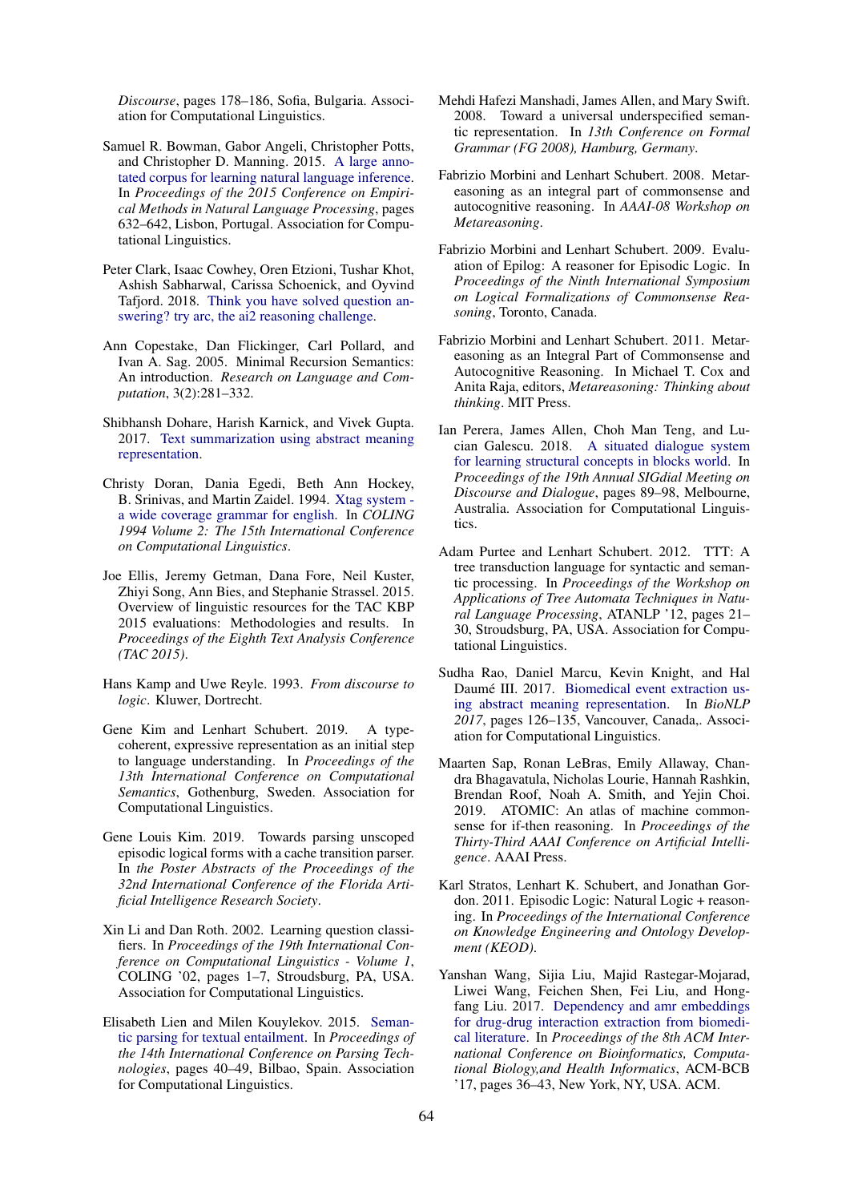*Discourse*, pages 178–186, Sofia, Bulgaria. Association for Computational Linguistics.

Samuel R. Bowman, Gabor Angeli, Christopher Potts, and Christopher D. Manning. 2015. A large annotated corpus for learning natural language inference. In *Proceedings of the 2015 Conference on Empirical Methods in Natural Language Processing*, pages 632–642, Lisbon, Portugal. Association for Computational Linguistics.

Peter Clark, Isaac Cowhey, Oren Etzioni, Tushar Khot, Ashish Sabharwal, Carissa Schoenick, and Oyvind Tafjord. 2018. Think you have solved question answering? try arc, the ai2 reasoning challenge.

Ann Copestake, Dan Flickinger, Carl Pollard, and Ivan A. Sag. 2005. Minimal Recursion Semantics: An introduction. *Research on Language and Computation*, 3(2):281–332.

Shibhansh Dohare, Harish Karnick, and Vivek Gupta. 2017. Text summarization using abstract meaning representation.

Christy Doran, Dania Egedi, Beth Ann Hockey, B. Srinivas, and Martin Zaidel. 1994. Xtag system - a wide coverage grammar for english. In *COLING 1994 Volume 2: The 15th International Conference on Computational Linguistics*.

Joe Ellis, Jeremy Getman, Dana Fore, Neil Kuster, Zhiyi Song, Ann Bies, and Stephanie Strassel. 2015. Overview of linguistic resources for the TAC KBP 2015 evaluations: Methodologies and results. In *Proceedings of the Eighth Text Analysis Conference (TAC 2015)*.

Hans Kamp and Uwe Reyle. 1993. *From discourse to logic*. Kluwer, Dortrecht.

Gene Kim and Lenhart Schubert. 2019. A type-coherent, expressive representation as an initial step to language understanding. In *Proceedings of the 13th International Conference on Computational Semantics*, Gothenburg, Sweden. Association for Computational Linguistics.

Gene Louis Kim. 2019. Towards parsing unscoped episodic logical forms with a cache transition parser. In *the Poster Abstracts of the Proceedings of the 32nd International Conference of the Florida Artificial Intelligence Research Society*.

Xin Li and Dan Roth. 2002. Learning question classifiers. In *Proceedings of the 19th International Conference on Computational Linguistics - Volume 1*, COLING '02, pages 1–7, Stroudsburg, PA, USA. Association for Computational Linguistics.

Elisabeth Lien and Milen Kouylekov. 2015. Semantic parsing for textual entailment. In *Proceedings of the 14th International Conference on Parsing Technologies*, pages 40–49, Bilbao, Spain. Association for Computational Linguistics.

Mehdi Hafezi Manshadi, James Allen, and Mary Swift. 2008. Toward a universal underspecified semantic representation. In *13th Conference on Formal Grammar (FG 2008), Hamburg, Germany*.

Fabrizio Morbini and Lenhart Schubert. 2008. Metareasoning as an integral part of commonsense and autocognitive reasoning. In *AAAI-08 Workshop on Metareasoning*.

Fabrizio Morbini and Lenhart Schubert. 2009. Evaluation of Epilog: A reasoner for Episodic Logic. In *Proceedings of the Ninth International Symposium on Logical Formalizations of Commonsense Reasoning*, Toronto, Canada.

Fabrizio Morbini and Lenhart Schubert. 2011. Metareasoning as an Integral Part of Commonsense and Autocognitive Reasoning. In Michael T. Cox and Anita Raja, editors, *Metareasoning: Thinking about thinking*. MIT Press.

Ian Perera, James Allen, Choh Man Teng, and Lucian Galescu. 2018. A situated dialogue system for learning structural concepts in blocks world. In *Proceedings of the 19th Annual SIGdial Meeting on Discourse and Dialogue*, pages 89–98, Melbourne, Australia. Association for Computational Linguistics.

Adam Purtee and Lenhart Schubert. 2012. TTT: A tree transduction language for syntactic and semantic processing. In *Proceedings of the Workshop on Applications of Tree Automata Techniques in Natural Language Processing*, ATANLP '12, pages 21–30, Stroudsburg, PA, USA. Association for Computational Linguistics.

Sudha Rao, Daniel Marcu, Kevin Knight, and Hal Daumé III. 2017. Biomedical event extraction using abstract meaning representation. In *BioNLP 2017*, pages 126–135, Vancouver, Canada,. Association for Computational Linguistics.

Maarten Sap, Ronan LeBras, Emily Allaway, Chandra Bhagavatula, Nicholas Lourie, Hannah Rashkin, Brendan Roof, Noah A. Smith, and Yejin Choi. 2019. ATOMIC: An atlas of machine commonsense for if-then reasoning. In *Proceedings of the Thirty-Third AAAI Conference on Artificial Intelligence*. AAAI Press.

Karl Stratos, Lenhart K. Schubert, and Jonathan Gordon. 2011. Episodic Logic: Natural Logic + reasoning. In *Proceedings of the International Conference on Knowledge Engineering and Ontology Development (KEOD)*.

Yanshan Wang, Sijia Liu, Majid Rastegar-Mojarad, Liwei Wang, Feichen Shen, Fei Liu, and Hongfang Liu. 2017. Dependency and amr embeddings for drug-drug interaction extraction from biomedical literature. In *Proceedings of the 8th ACM International Conference on Bioinformatics, Computational Biology,and Health Informatics*, ACM-BCB '17, pages 36–43, New York, NY, USA. ACM.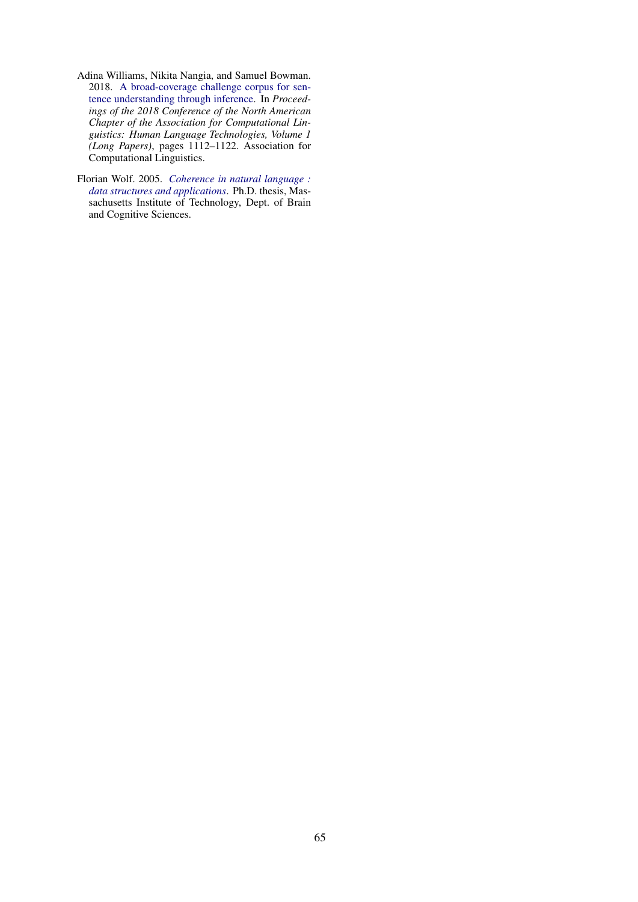Adina Williams, Nikita Nangia, and Samuel Bowman. 2018. A broad-coverage challenge corpus for sentence understanding through inference. In *Proceedings of the 2018 Conference of the North American Chapter of the Association for Computational Linguistics: Human Language Technologies, Volume 1 (Long Papers)*, pages 1112–1122. Association for Computational Linguistics.

Florian Wolf. 2005. *Coherence in natural language : data structures and applications*. Ph.D. thesis, Massachusetts Institute of Technology, Dept. of Brain and Cognitive Sciences.